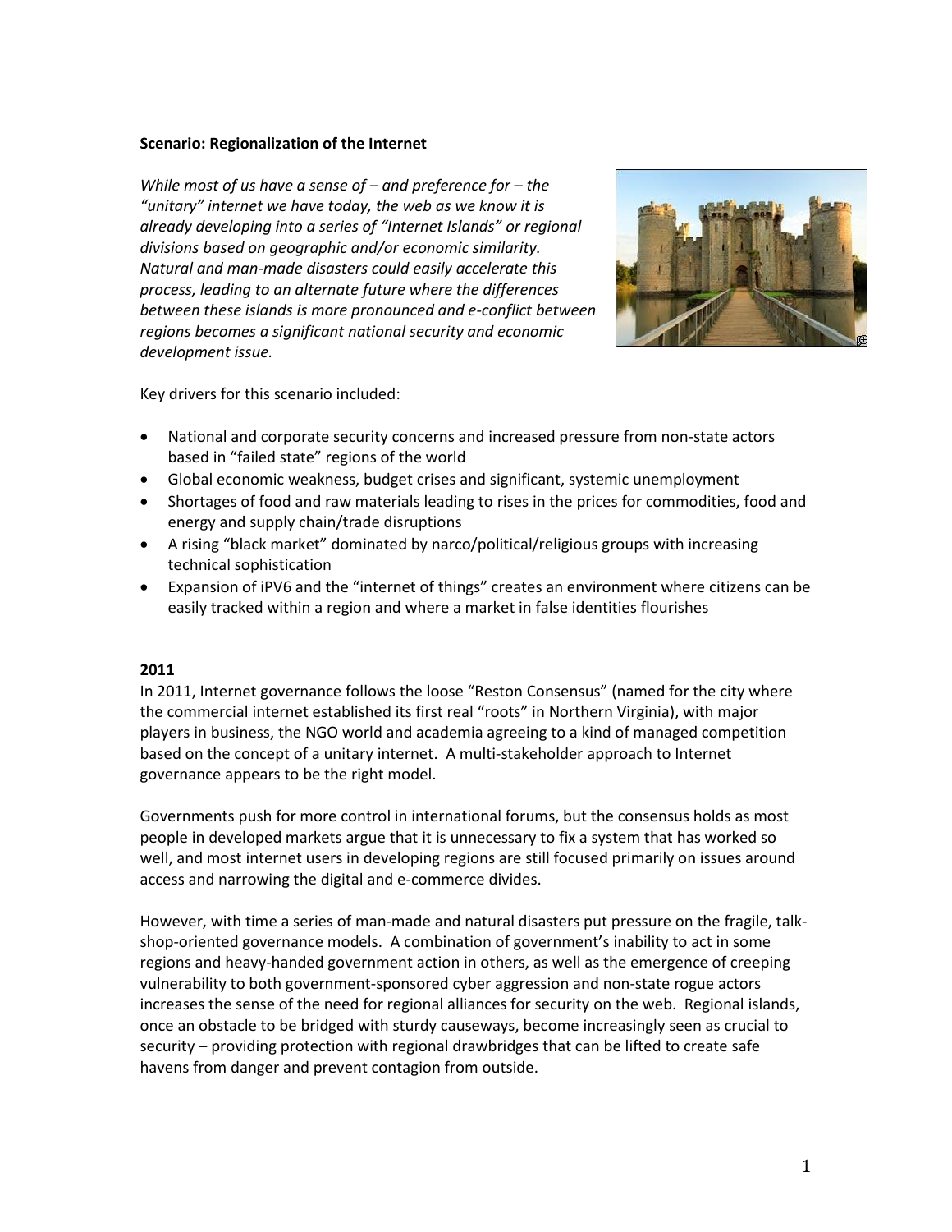**Scenario: Regionalization of the Internet**

*While most of us have a sense of – and preference for – the "unitary" internet we have today, the web as we know it is already developing into a series of "Internet Islands" or regional divisions based on geographic and/or economic similarity. Natural and man-made disasters could easily accelerate this process, leading to an alternate future where the differences between these islands is more pronounced and e-conflict between regions becomes a significant national security and economic development issue.*

Key drivers for this scenario included:

- National and corporate security concerns and increased pressure from non-state actors based in "failed state" regions of the world
- Global economic weakness, budget crises and significant, systemic unemployment
- Shortages of food and raw materials leading to rises in the prices for commodities, food and energy and supply chain/trade disruptions
- A rising "black market" dominated by narco/political/religious groups with increasing technical sophistication
- Expansion of iPV6 and the "internet of things" creates an environment where citizens can be easily tracked within a region and where a market in false identities flourishes

**2011**

In 2011, Internet governance follows the loose "Reston Consensus" (named for the city where the commercial internet established its first real "roots" in Northern Virginia), with major players in business, the NGO world and academia agreeing to a kind of managed competition based on the concept of a unitary internet. A multi-stakeholder approach to Internet governance appears to be the right model.

Governments push for more control in international forums, but the consensus holds as most people in developed markets argue that it is unnecessary to fix a system that has worked so well, and most internet users in developing regions are still focused primarily on issues around access and narrowing the digital and e-commerce divides.

However, with time a series of man-made and natural disasters put pressure on the fragile, talk-shop-oriented governance models. A combination of government's inability to act in some regions and heavy-handed government action in others, as well as the emergence of creeping vulnerability to both government-sponsored cyber aggression and non-state rogue actors increases the sense of the need for regional alliances for security on the web. Regional islands, once an obstacle to be bridged with sturdy causeways, become increasingly seen as crucial to security – providing protection with regional drawbridges that can be lifted to create safe havens from danger and prevent contagion from outside.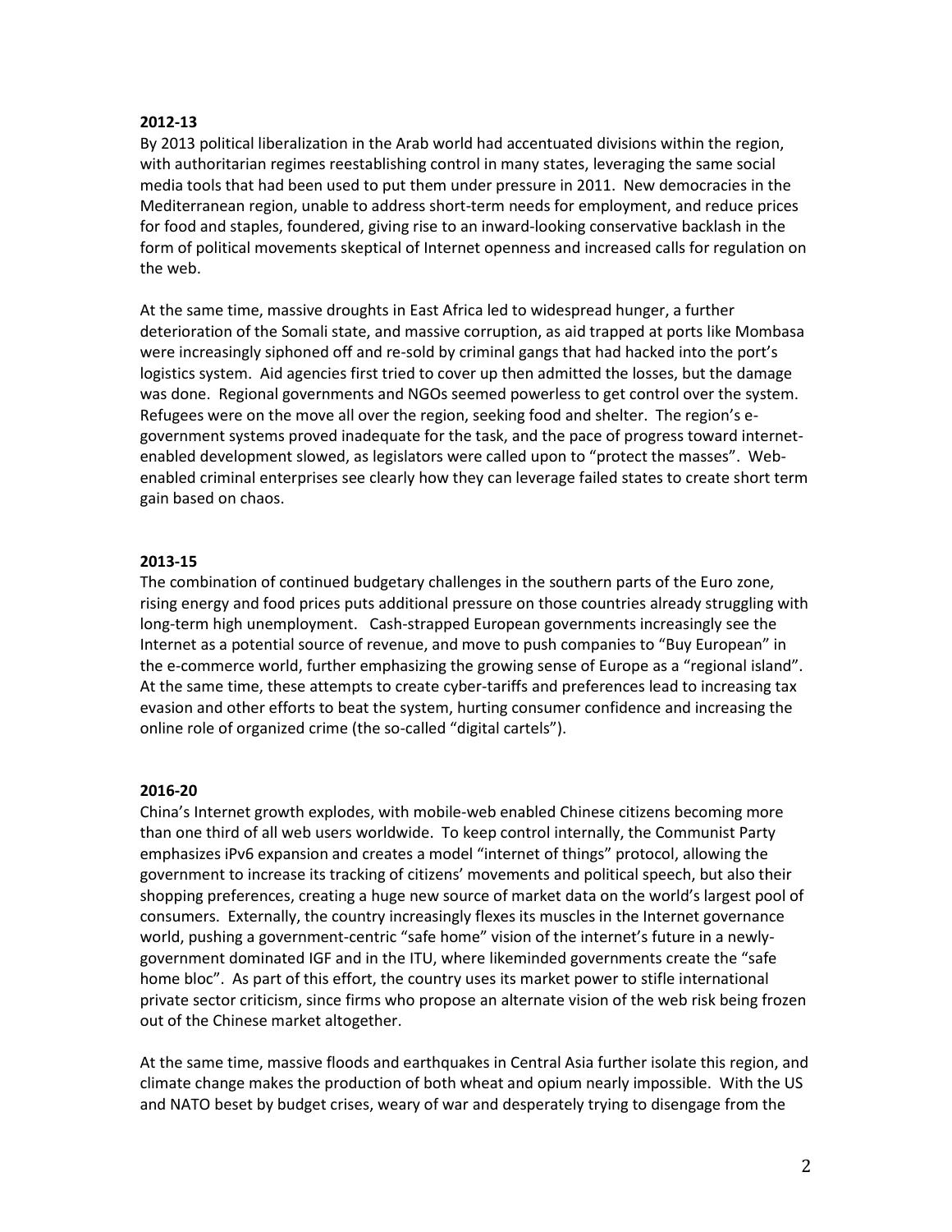**2012-13**

By 2013 political liberalization in the Arab world had accentuated divisions within the region, with authoritarian regimes reestablishing control in many states, leveraging the same social media tools that had been used to put them under pressure in 2011. New democracies in the Mediterranean region, unable to address short-term needs for employment, and reduce prices for food and staples, foundered, giving rise to an inward-looking conservative backlash in the form of political movements skeptical of Internet openness and increased calls for regulation on the web.

At the same time, massive droughts in East Africa led to widespread hunger, a further deterioration of the Somali state, and massive corruption, as aid trapped at ports like Mombasa were increasingly siphoned off and re-sold by criminal gangs that had hacked into the port's logistics system. Aid agencies first tried to cover up then admitted the losses, but the damage was done. Regional governments and NGOs seemed powerless to get control over the system. Refugees were on the move all over the region, seeking food and shelter. The region's e-government systems proved inadequate for the task, and the pace of progress toward internet-enabled development slowed, as legislators were called upon to "protect the masses". Web-enabled criminal enterprises see clearly how they can leverage failed states to create short term gain based on chaos.

**2013-15**

The combination of continued budgetary challenges in the southern parts of the Euro zone, rising energy and food prices puts additional pressure on those countries already struggling with long-term high unemployment. Cash-strapped European governments increasingly see the Internet as a potential source of revenue, and move to push companies to "Buy European" in the e-commerce world, further emphasizing the growing sense of Europe as a "regional island". At the same time, these attempts to create cyber-tariffs and preferences lead to increasing tax evasion and other efforts to beat the system, hurting consumer confidence and increasing the online role of organized crime (the so-called "digital cartels").

**2016-20**

China's Internet growth explodes, with mobile-web enabled Chinese citizens becoming more than one third of all web users worldwide. To keep control internally, the Communist Party emphasizes iPv6 expansion and creates a model "internet of things" protocol, allowing the government to increase its tracking of citizens' movements and political speech, but also their shopping preferences, creating a huge new source of market data on the world's largest pool of consumers. Externally, the country increasingly flexes its muscles in the Internet governance world, pushing a government-centric "safe home" vision of the internet's future in a newly-government dominated IGF and in the ITU, where likeminded governments create the "safe home bloc". As part of this effort, the country uses its market power to stifle international private sector criticism, since firms who propose an alternate vision of the web risk being frozen out of the Chinese market altogether.

At the same time, massive floods and earthquakes in Central Asia further isolate this region, and climate change makes the production of both wheat and opium nearly impossible. With the US and NATO beset by budget crises, weary of war and desperately trying to disengage from the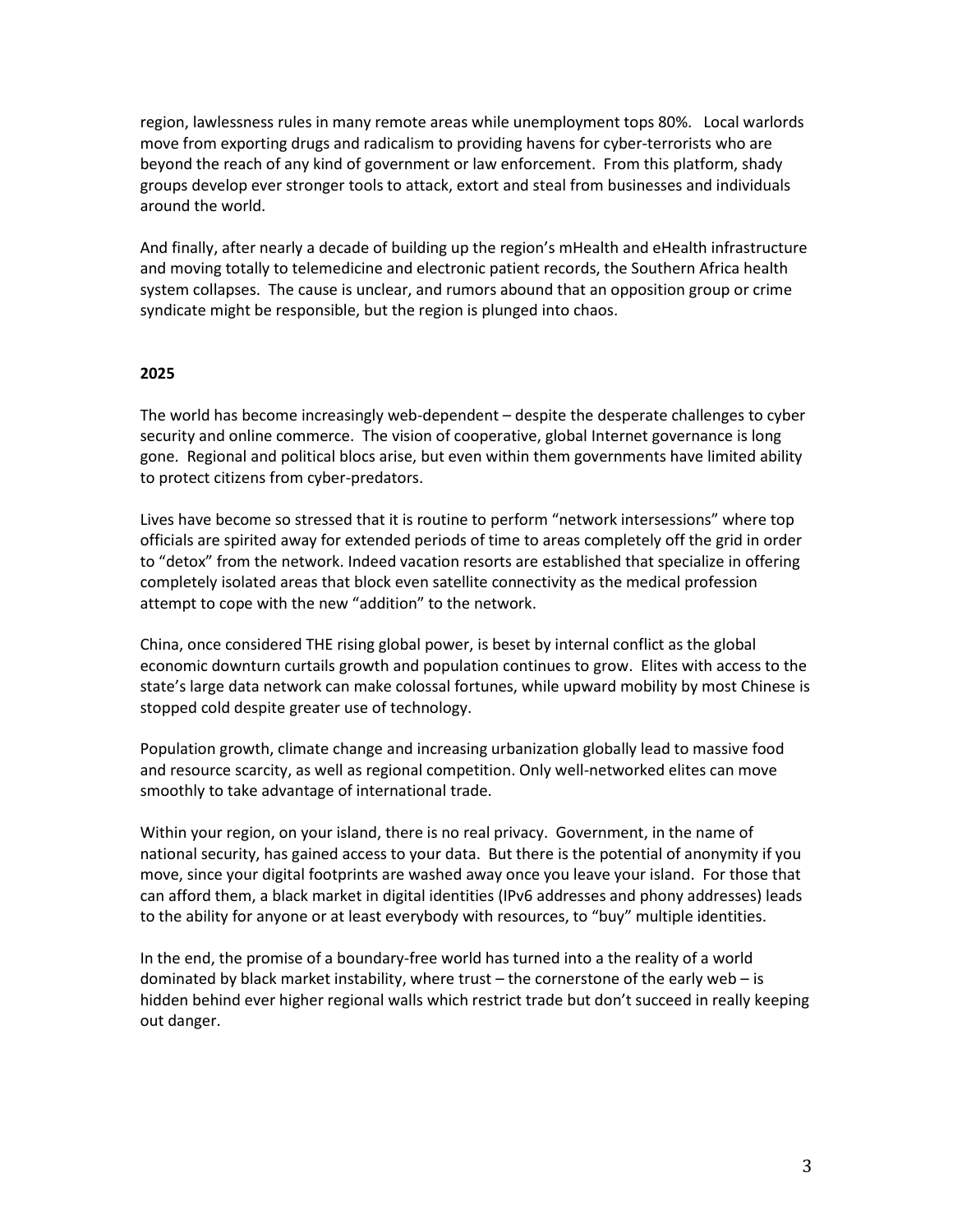region, lawlessness rules in many remote areas while unemployment tops 80%. Local warlords move from exporting drugs and radicalism to providing havens for cyber-terrorists who are beyond the reach of any kind of government or law enforcement. From this platform, shady groups develop ever stronger tools to attack, extort and steal from businesses and individuals around the world.

And finally, after nearly a decade of building up the region's mHealth and eHealth infrastructure and moving totally to telemedicine and electronic patient records, the Southern Africa health system collapses. The cause is unclear, and rumors abound that an opposition group or crime syndicate might be responsible, but the region is plunged into chaos.

**2025**

The world has become increasingly web-dependent – despite the desperate challenges to cyber security and online commerce. The vision of cooperative, global Internet governance is long gone. Regional and political blocs arise, but even within them governments have limited ability to protect citizens from cyber-predators.

Lives have become so stressed that it is routine to perform "network intersessions" where top officials are spirited away for extended periods of time to areas completely off the grid in order to "detox" from the network. Indeed vacation resorts are established that specialize in offering completely isolated areas that block even satellite connectivity as the medical profession attempt to cope with the new "addition" to the network.

China, once considered THE rising global power, is beset by internal conflict as the global economic downturn curtails growth and population continues to grow. Elites with access to the state's large data network can make colossal fortunes, while upward mobility by most Chinese is stopped cold despite greater use of technology.

Population growth, climate change and increasing urbanization globally lead to massive food and resource scarcity, as well as regional competition. Only well-networked elites can move smoothly to take advantage of international trade.

Within your region, on your island, there is no real privacy. Government, in the name of national security, has gained access to your data. But there is the potential of anonymity if you move, since your digital footprints are washed away once you leave your island. For those that can afford them, a black market in digital identities (IPv6 addresses and phony addresses) leads to the ability for anyone or at least everybody with resources, to "buy" multiple identities.

In the end, the promise of a boundary-free world has turned into a the reality of a world dominated by black market instability, where trust – the cornerstone of the early web – is hidden behind ever higher regional walls which restrict trade but don't succeed in really keeping out danger.